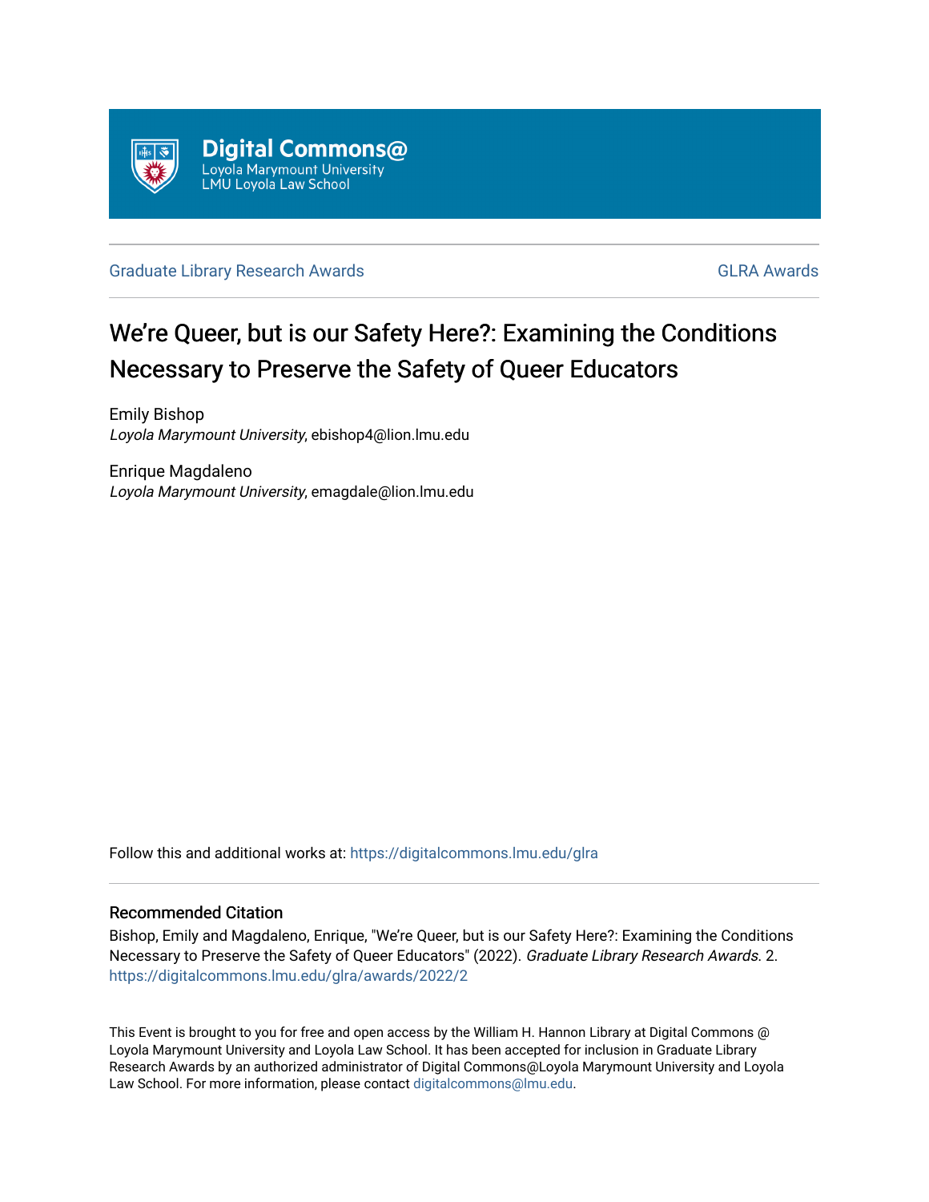Digital Commons@
Loyola Marymount University
LMU Loyola Law School

Graduate Library Research Awards | GLRA Awards

# We're Queer, but is our Safety Here?: Examining the Conditions Necessary to Preserve the Safety of Queer Educators

Emily Bishop
*Loyola Marymount University*, ebishop4@lion.lmu.edu

Enrique Magdaleno
*Loyola Marymount University*, emagdale@lion.lmu.edu

Follow this and additional works at: https://digitalcommons.lmu.edu/glra

## Recommended Citation

Bishop, Emily and Magdaleno, Enrique, "We're Queer, but is our Safety Here?: Examining the Conditions Necessary to Preserve the Safety of Queer Educators" (2022). *Graduate Library Research Awards*. 2.
https://digitalcommons.lmu.edu/glra/awards/2022/2

This Event is brought to you for free and open access by the William H. Hannon Library at Digital Commons @ Loyola Marymount University and Loyola Law School. It has been accepted for inclusion in Graduate Library Research Awards by an authorized administrator of Digital Commons@Loyola Marymount University and Loyola Law School. For more information, please contact digitalcommons@lmu.edu.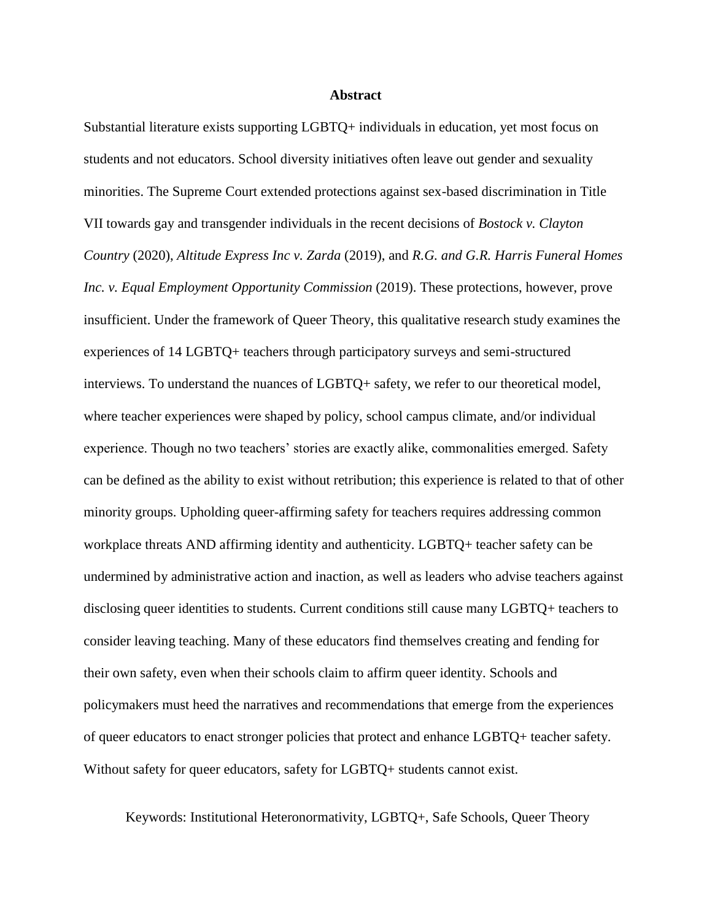**Abstract**

Substantial literature exists supporting LGBTQ+ individuals in education, yet most focus on students and not educators. School diversity initiatives often leave out gender and sexuality minorities. The Supreme Court extended protections against sex-based discrimination in Title VII towards gay and transgender individuals in the recent decisions of *Bostock v. Clayton Country* (2020), *Altitude Express Inc v. Zarda* (2019), and *R.G. and G.R. Harris Funeral Homes Inc. v. Equal Employment Opportunity Commission* (2019). These protections, however, prove insufficient. Under the framework of Queer Theory, this qualitative research study examines the experiences of 14 LGBTQ+ teachers through participatory surveys and semi-structured interviews. To understand the nuances of LGBTQ+ safety, we refer to our theoretical model, where teacher experiences were shaped by policy, school campus climate, and/or individual experience. Though no two teachers' stories are exactly alike, commonalities emerged. Safety can be defined as the ability to exist without retribution; this experience is related to that of other minority groups. Upholding queer-affirming safety for teachers requires addressing common workplace threats AND affirming identity and authenticity. LGBTQ+ teacher safety can be undermined by administrative action and inaction, as well as leaders who advise teachers against disclosing queer identities to students. Current conditions still cause many LGBTQ+ teachers to consider leaving teaching. Many of these educators find themselves creating and fending for their own safety, even when their schools claim to affirm queer identity. Schools and policymakers must heed the narratives and recommendations that emerge from the experiences of queer educators to enact stronger policies that protect and enhance LGBTQ+ teacher safety. Without safety for queer educators, safety for LGBTQ+ students cannot exist.

Keywords: Institutional Heteronormativity, LGBTQ+, Safe Schools, Queer Theory